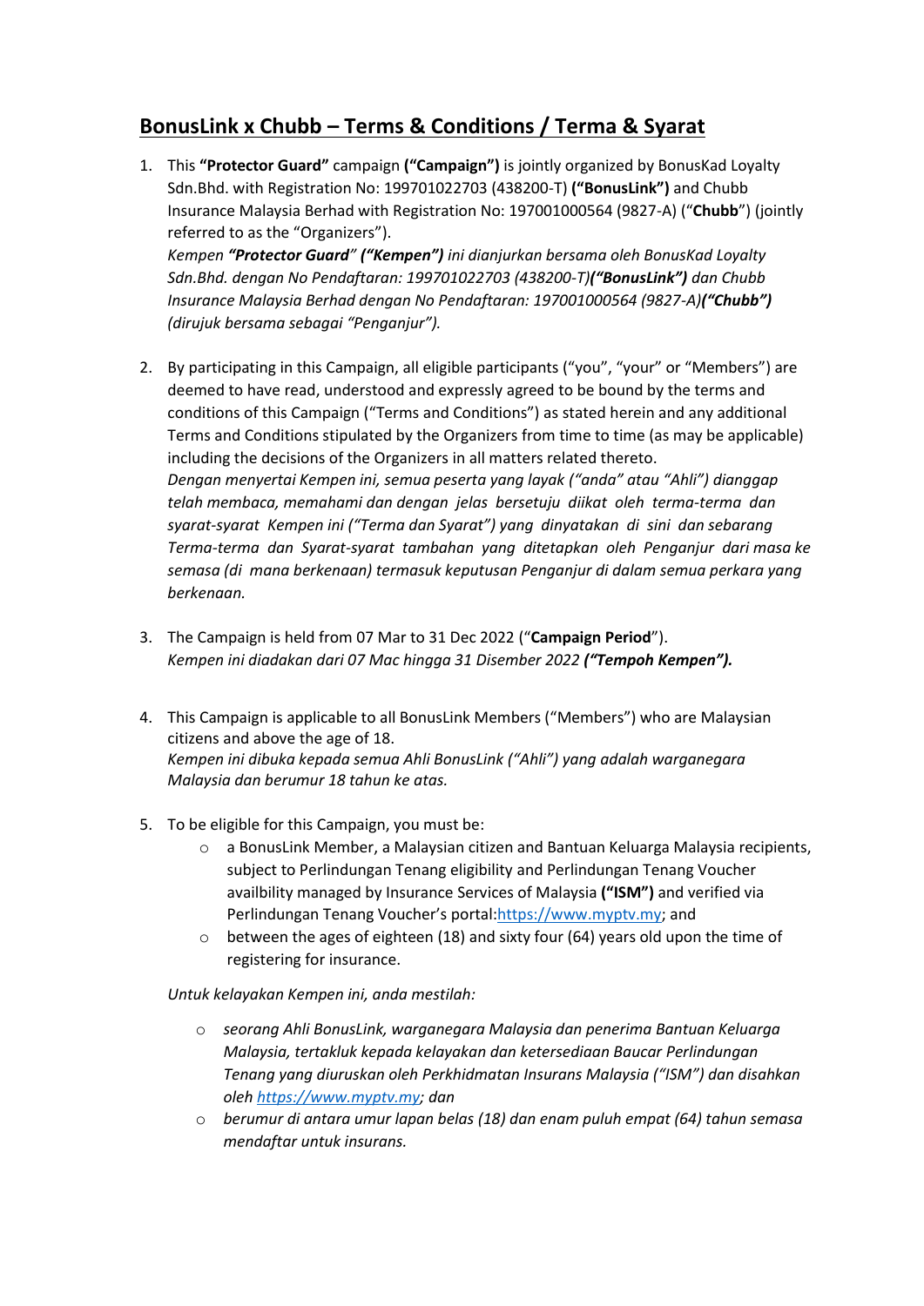# BonusLink x Chubb – Terms & Conditions / Terma & Syarat

1. This **"Protector Guard"** campaign **("Campaign")** is jointly organized by BonusKad Loyalty Sdn.Bhd. with Registration No: 199701022703 (438200-T) **("BonusLink")** and Chubb Insurance Malaysia Berhad with Registration No: 197001000564 (9827-A) ("**Chubb**") (jointly referred to as the "Organizers").
   *Kempen **"Protector Guard" ("Kempen")** ini dianjurkan bersama oleh BonusKad Loyalty Sdn.Bhd. dengan No Pendaftaran: 199701022703 (438200-T)**("BonusLink")** dan Chubb Insurance Malaysia Berhad dengan No Pendaftaran: 197001000564 (9827-A)**("Chubb")** (dirujuk bersama sebagai "Penganjur").*

2. By participating in this Campaign, all eligible participants ("you", "your" or "Members") are deemed to have read, understood and expressly agreed to be bound by the terms and conditions of this Campaign ("Terms and Conditions") as stated herein and any additional Terms and Conditions stipulated by the Organizers from time to time (as may be applicable) including the decisions of the Organizers in all matters related thereto.
   *Dengan menyertai Kempen ini, semua peserta yang layak ("anda" atau "Ahli") dianggap telah membaca, memahami dan dengan jelas bersetuju diikat oleh terma-terma dan syarat-syarat Kempen ini ("Terma dan Syarat") yang dinyatakan di sini dan sebarang Terma-terma dan Syarat-syarat tambahan yang ditetapkan oleh Penganjur dari masa ke semasa (di mana berkenaan) termasuk keputusan Penganjur di dalam semua perkara yang berkenaan.*

3. The Campaign is held from 07 Mar to 31 Dec 2022 ("**Campaign Period**").
   *Kempen ini diadakan dari 07 Mac hingga 31 Disember 2022 **("Tempoh Kempen").***

4. This Campaign is applicable to all BonusLink Members ("Members") who are Malaysian citizens and above the age of 18.
   *Kempen ini dibuka kepada semua Ahli BonusLink ("Ahli") yang adalah warganegara Malaysia dan berumur 18 tahun ke atas.*

5. To be eligible for this Campaign, you must be:
   - a BonusLink Member, a Malaysian citizen and Bantuan Keluarga Malaysia recipients, subject to Perlindungan Tenang eligibility and Perlindungan Tenang Voucher availbility managed by Insurance Services of Malaysia **("ISM")** and verified via Perlindungan Tenang Voucher's portal:[https://www.myptv.my](https://www.myptv.my); and
   - between the ages of eighteen (18) and sixty four (64) years old upon the time of registering for insurance.

   *Untuk kelayakan Kempen ini, anda mestilah:*

   - *seorang Ahli BonusLink, warganegara Malaysia dan penerima Bantuan Keluarga Malaysia, tertakluk kepada kelayakan dan ketersediaan Baucar Perlindungan Tenang yang diuruskan oleh Perkhidmatan Insurans Malaysia ("ISM") dan disahkan oleh [https://www.myptv.my](https://www.myptv.my); dan*
   - *berumur di antara umur lapan belas (18) dan enam puluh empat (64) tahun semasa mendaftar untuk insurans.*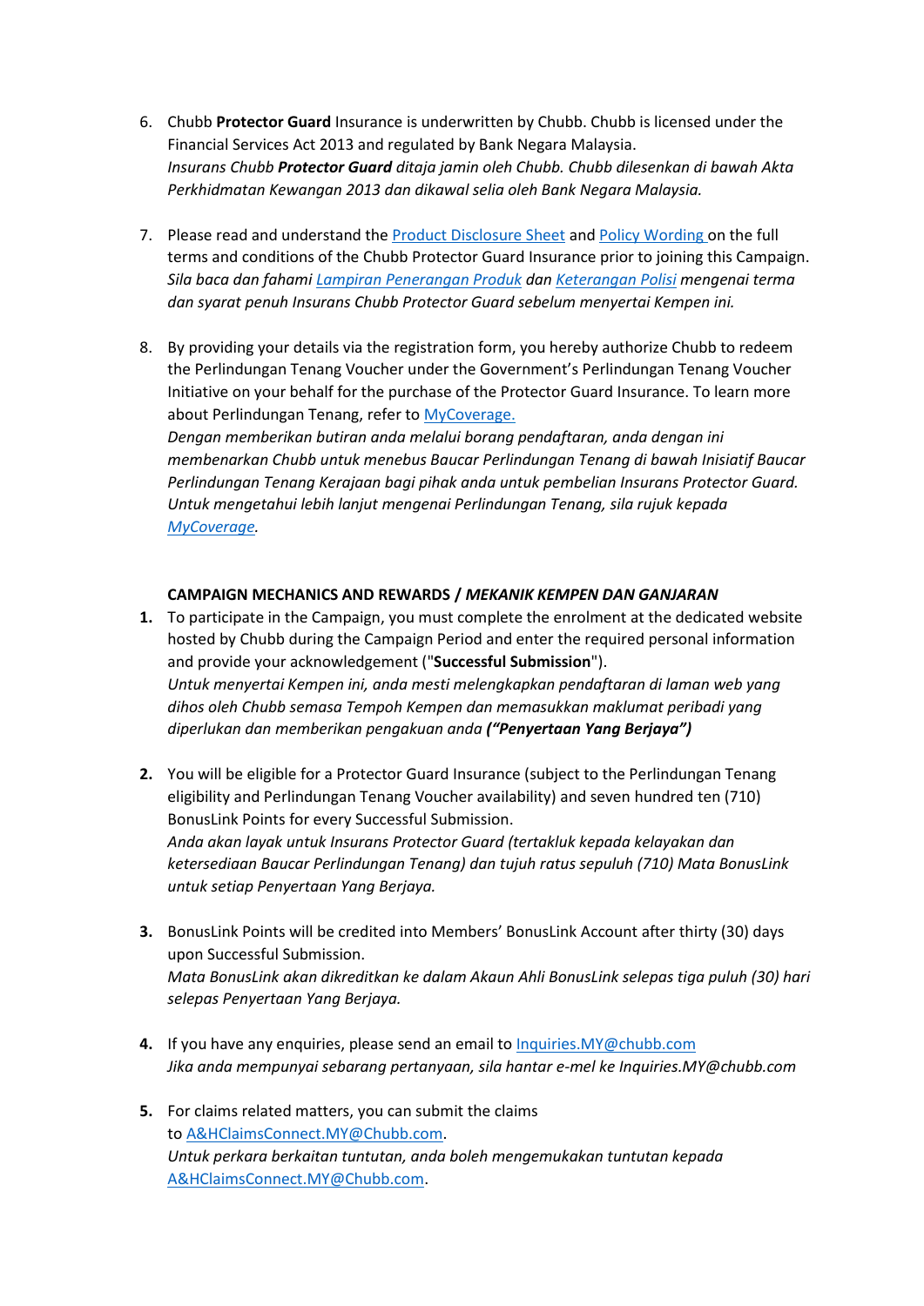6. Chubb **Protector Guard** Insurance is underwritten by Chubb. Chubb is licensed under the Financial Services Act 2013 and regulated by Bank Negara Malaysia.
   *Insurans Chubb **Protector Guard** ditaja jamin oleh Chubb. Chubb dilesenkan di bawah Akta Perkhidmatan Kewangan 2013 dan dikawal selia oleh Bank Negara Malaysia.*

7. Please read and understand the [Product Disclosure Sheet]() and [Policy Wording ]()on the full terms and conditions of the Chubb Protector Guard Insurance prior to joining this Campaign.
   *Sila baca dan fahami [Lampiran Penerangan Produk]() dan [Keterangan Polisi]() mengenai terma dan syarat penuh Insurans Chubb Protector Guard sebelum menyertai Kempen ini.*

8. By providing your details via the registration form, you hereby authorize Chubb to redeem the Perlindungan Tenang Voucher under the Government's Perlindungan Tenang Voucher Initiative on your behalf for the purchase of the Protector Guard Insurance. To learn more about Perlindungan Tenang, refer to [MyCoverage.]()
   *Dengan memberikan butiran anda melalui borang pendaftaran, anda dengan ini membenarkan Chubb untuk menebus Baucar Perlindungan Tenang di bawah Inisiatif Baucar Perlindungan Tenang Kerajaan bagi pihak anda untuk pembelian Insurans Protector Guard. Untuk mengetahui lebih lanjut mengenai Perlindungan Tenang, sila rujuk kepada [MyCoverage]().*

**CAMPAIGN MECHANICS AND REWARDS / *MEKANIK KEMPEN DAN GANJARAN***

1. To participate in the Campaign, you must complete the enrolment at the dedicated website hosted by Chubb during the Campaign Period and enter the required personal information and provide your acknowledgement ("**Successful Submission**").
   *Untuk menyertai Kempen ini, anda mesti melengkapkan pendaftaran di laman web yang dihos oleh Chubb semasa Tempoh Kempen dan memasukkan maklumat peribadi yang diperlukan dan memberikan pengakuan anda **("Penyertaan Yang Berjaya")***

2. You will be eligible for a Protector Guard Insurance (subject to the Perlindungan Tenang eligibility and Perlindungan Tenang Voucher availability) and seven hundred ten (710) BonusLink Points for every Successful Submission.
   *Anda akan layak untuk Insurans Protector Guard (tertakluk kepada kelayakan dan ketersediaan Baucar Perlindungan Tenang) dan tujuh ratus sepuluh (710) Mata BonusLink untuk setiap Penyertaan Yang Berjaya.*

3. BonusLink Points will be credited into Members' BonusLink Account after thirty (30) days upon Successful Submission.
   *Mata BonusLink akan dikreditkan ke dalam Akaun Ahli BonusLink selepas tiga puluh (30) hari selepas Penyertaan Yang Berjaya.*

4. If you have any enquiries, please send an email to [Inquiries.MY@chubb.com](mailto:Inquiries.MY@chubb.com)
   *Jika anda mempunyai sebarang pertanyaan, sila hantar e-mel ke Inquiries.MY@chubb.com*

5. For claims related matters, you can submit the claims to [A&HClaimsConnect.MY@Chubb.com](mailto:A&HClaimsConnect.MY@Chubb.com).
   *Untuk perkara berkaitan tuntutan, anda boleh mengemukakan tuntutan kepada [A&HClaimsConnect.MY@Chubb.com](mailto:A&HClaimsConnect.MY@Chubb.com).*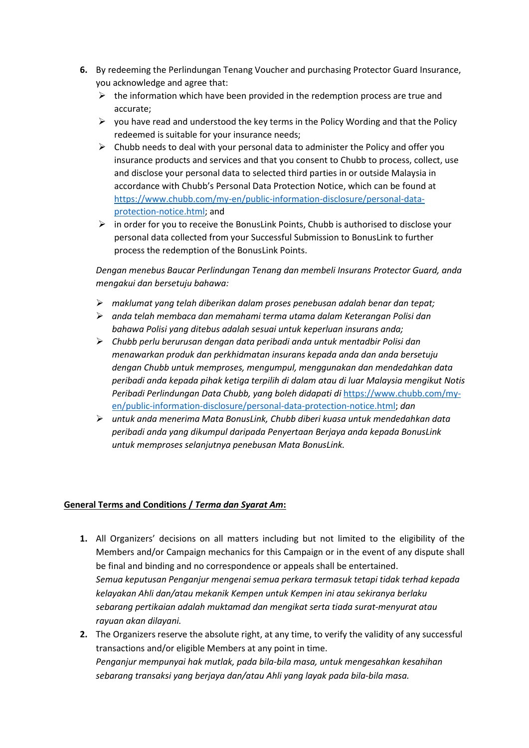6. By redeeming the Perlindungan Tenang Voucher and purchasing Protector Guard Insurance, you acknowledge and agree that:
   - the information which have been provided in the redemption process are true and accurate;
   - you have read and understood the key terms in the Policy Wording and that the Policy redeemed is suitable for your insurance needs;
   - Chubb needs to deal with your personal data to administer the Policy and offer you insurance products and services and that you consent to Chubb to process, collect, use and disclose your personal data to selected third parties in or outside Malaysia in accordance with Chubb's Personal Data Protection Notice, which can be found at [https://www.chubb.com/my-en/public-information-disclosure/personal-data-protection-notice.html](https://www.chubb.com/my-en/public-information-disclosure/personal-data-protection-notice.html); and
   - in order for you to receive the BonusLink Points, Chubb is authorised to disclose your personal data collected from your Successful Submission to BonusLink to further process the redemption of the BonusLink Points.

   *Dengan menebus Baucar Perlindungan Tenang dan membeli Insurans Protector Guard, anda mengakui dan bersetuju bahawa:*

   - *maklumat yang telah diberikan dalam proses penebusan adalah benar dan tepat;*
   - *anda telah membaca dan memahami terma utama dalam Keterangan Polisi dan bahawa Polisi yang ditebus adalah sesuai untuk keperluan insurans anda;*
   - *Chubb perlu berurusan dengan data peribadi anda untuk mentadbir Polisi dan menawarkan produk dan perkhidmatan insurans kepada anda dan anda bersetuju dengan Chubb untuk memproses, mengumpul, menggunakan dan mendedahkan data peribadi anda kepada pihak ketiga terpilih di dalam atau di luar Malaysia mengikut Notis Peribadi Perlindungan Data Chubb, yang boleh didapati di* [https://www.chubb.com/my-en/public-information-disclosure/personal-data-protection-notice.html](https://www.chubb.com/my-en/public-information-disclosure/personal-data-protection-notice.html); *dan*
   - *untuk anda menerima Mata BonusLink, Chubb diberi kuasa untuk mendedahkan data peribadi anda yang dikumpul daripada Penyertaan Berjaya anda kepada BonusLink untuk memproses selanjutnya penebusan Mata BonusLink.*

**<u>General Terms and Conditions / *Terma dan Syarat Am*:</u>**

1. All Organizers' decisions on all matters including but not limited to the eligibility of the Members and/or Campaign mechanics for this Campaign or in the event of any dispute shall be final and binding and no correspondence or appeals shall be entertained.
   *Semua keputusan Penganjur mengenai semua perkara termasuk tetapi tidak terhad kepada kelayakan Ahli dan/atau mekanik Kempen untuk Kempen ini atau sekiranya berlaku sebarang pertikaian adalah muktamad dan mengikat serta tiada surat-menyurat atau rayuan akan dilayani.*
2. The Organizers reserve the absolute right, at any time, to verify the validity of any successful transactions and/or eligible Members at any point in time.
   *Penganjur mempunyai hak mutlak, pada bila-bila masa, untuk mengesahkan kesahihan sebarang transaksi yang berjaya dan/atau Ahli yang layak pada bila-bila masa.*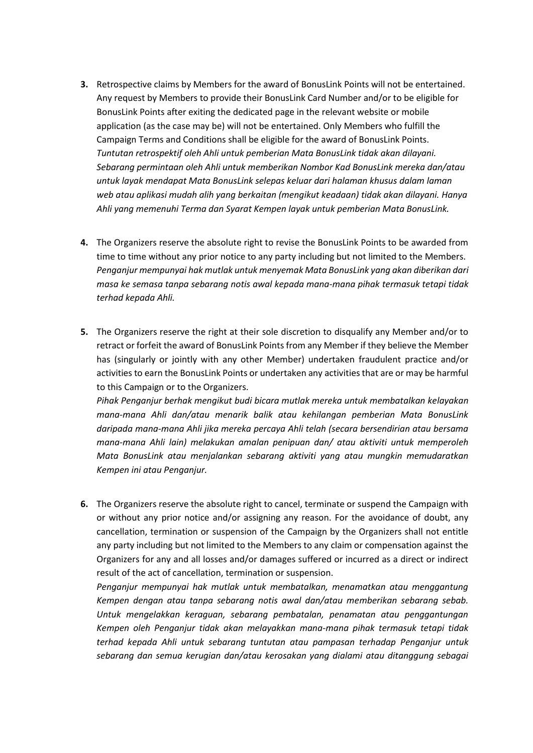**3.** Retrospective claims by Members for the award of BonusLink Points will not be entertained. Any request by Members to provide their BonusLink Card Number and/or to be eligible for BonusLink Points after exiting the dedicated page in the relevant website or mobile application (as the case may be) will not be entertained. Only Members who fulfill the Campaign Terms and Conditions shall be eligible for the award of BonusLink Points.
*Tuntutan retrospektif oleh Ahli untuk pemberian Mata BonusLink tidak akan dilayani. Sebarang permintaan oleh Ahli untuk memberikan Nombor Kad BonusLink mereka dan/atau untuk layak mendapat Mata BonusLink selepas keluar dari halaman khusus dalam laman web atau aplikasi mudah alih yang berkaitan (mengikut keadaan) tidak akan dilayani. Hanya Ahli yang memenuhi Terma dan Syarat Kempen layak untuk pemberian Mata BonusLink.*

**4.** The Organizers reserve the absolute right to revise the BonusLink Points to be awarded from time to time without any prior notice to any party including but not limited to the Members.
*Penganjur mempunyai hak mutlak untuk menyemak Mata BonusLink yang akan diberikan dari masa ke semasa tanpa sebarang notis awal kepada mana-mana pihak termasuk tetapi tidak terhad kepada Ahli.*

**5.** The Organizers reserve the right at their sole discretion to disqualify any Member and/or to retract or forfeit the award of BonusLink Points from any Member if they believe the Member has (singularly or jointly with any other Member) undertaken fraudulent practice and/or activities to earn the BonusLink Points or undertaken any activities that are or may be harmful to this Campaign or to the Organizers.
*Pihak Penganjur berhak mengikut budi bicara mutlak mereka untuk membatalkan kelayakan mana-mana Ahli dan/atau menarik balik atau kehilangan pemberian Mata BonusLink daripada mana-mana Ahli jika mereka percaya Ahli telah (secara bersendirian atau bersama mana-mana Ahli lain) melakukan amalan penipuan dan/ atau aktiviti untuk memperoleh Mata BonusLink atau menjalankan sebarang aktiviti yang atau mungkin memudaratkan Kempen ini atau Penganjur.*

**6.** The Organizers reserve the absolute right to cancel, terminate or suspend the Campaign with or without any prior notice and/or assigning any reason. For the avoidance of doubt, any cancellation, termination or suspension of the Campaign by the Organizers shall not entitle any party including but not limited to the Members to any claim or compensation against the Organizers for any and all losses and/or damages suffered or incurred as a direct or indirect result of the act of cancellation, termination or suspension.
*Penganjur mempunyai hak mutlak untuk membatalkan, menamatkan atau menggantung Kempen dengan atau tanpa sebarang notis awal dan/atau memberikan sebarang sebab. Untuk mengelakkan keraguan, sebarang pembatalan, penamatan atau penggantungan Kempen oleh Penganjur tidak akan melayakkan mana-mana pihak termasuk tetapi tidak terhad kepada Ahli untuk sebarang tuntutan atau pampasan terhadap Penganjur untuk sebarang dan semua kerugian dan/atau kerosakan yang dialami atau ditanggung sebagai*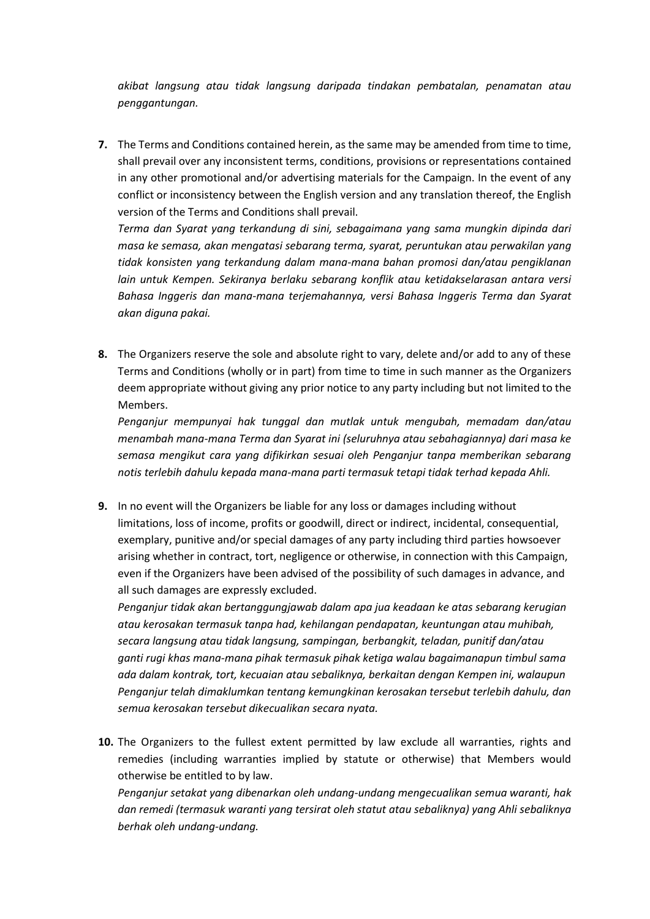*akibat langsung atau tidak langsung daripada tindakan pembatalan, penamatan atau penggantungan.*

**7.** The Terms and Conditions contained herein, as the same may be amended from time to time, shall prevail over any inconsistent terms, conditions, provisions or representations contained in any other promotional and/or advertising materials for the Campaign. In the event of any conflict or inconsistency between the English version and any translation thereof, the English version of the Terms and Conditions shall prevail.
*Terma dan Syarat yang terkandung di sini, sebagaimana yang sama mungkin dipinda dari masa ke semasa, akan mengatasi sebarang terma, syarat, peruntukan atau perwakilan yang tidak konsisten yang terkandung dalam mana-mana bahan promosi dan/atau pengiklanan lain untuk Kempen. Sekiranya berlaku sebarang konflik atau ketidakselarasan antara versi Bahasa Inggeris dan mana-mana terjemahannya, versi Bahasa Inggeris Terma dan Syarat akan diguna pakai.*

**8.** The Organizers reserve the sole and absolute right to vary, delete and/or add to any of these Terms and Conditions (wholly or in part) from time to time in such manner as the Organizers deem appropriate without giving any prior notice to any party including but not limited to the Members.
*Penganjur mempunyai hak tunggal dan mutlak untuk mengubah, memadam dan/atau menambah mana-mana Terma dan Syarat ini (seluruhnya atau sebahagiannya) dari masa ke semasa mengikut cara yang difikirkan sesuai oleh Penganjur tanpa memberikan sebarang notis terlebih dahulu kepada mana-mana parti termasuk tetapi tidak terhad kepada Ahli.*

**9.** In no event will the Organizers be liable for any loss or damages including without limitations, loss of income, profits or goodwill, direct or indirect, incidental, consequential, exemplary, punitive and/or special damages of any party including third parties howsoever arising whether in contract, tort, negligence or otherwise, in connection with this Campaign, even if the Organizers have been advised of the possibility of such damages in advance, and all such damages are expressly excluded.
*Penganjur tidak akan bertanggungjawab dalam apa jua keadaan ke atas sebarang kerugian atau kerosakan termasuk tanpa had, kehilangan pendapatan, keuntungan atau muhibah, secara langsung atau tidak langsung, sampingan, berbangkit, teladan, punitif dan/atau ganti rugi khas mana-mana pihak termasuk pihak ketiga walau bagaimanapun timbul sama ada dalam kontrak, tort, kecuaian atau sebaliknya, berkaitan dengan Kempen ini, walaupun Penganjur telah dimaklumkan tentang kemungkinan kerosakan tersebut terlebih dahulu, dan semua kerosakan tersebut dikecualikan secara nyata.*

**10.** The Organizers to the fullest extent permitted by law exclude all warranties, rights and remedies (including warranties implied by statute or otherwise) that Members would otherwise be entitled to by law.
*Penganjur setakat yang dibenarkan oleh undang-undang mengecualikan semua waranti, hak dan remedi (termasuk waranti yang tersirat oleh statut atau sebaliknya) yang Ahli sebaliknya berhak oleh undang-undang.*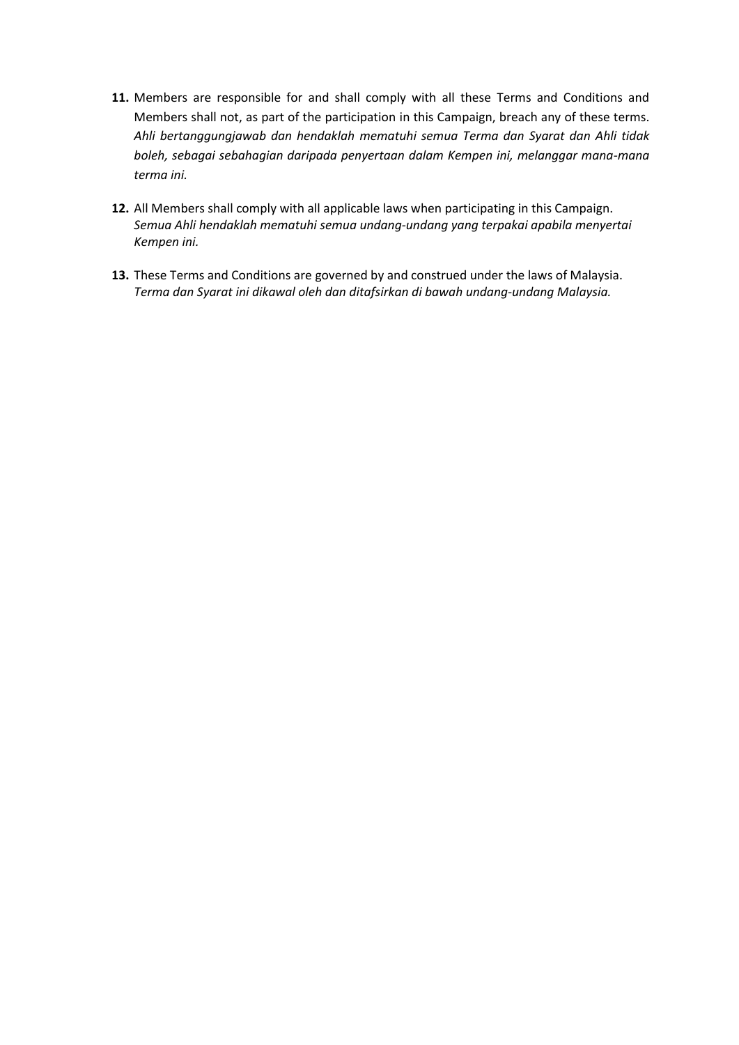**11.** Members are responsible for and shall comply with all these Terms and Conditions and Members shall not, as part of the participation in this Campaign, breach any of these terms.
*Ahli bertanggungjawab dan hendaklah mematuhi semua Terma dan Syarat dan Ahli tidak boleh, sebagai sebahagian daripada penyertaan dalam Kempen ini, melanggar mana-mana terma ini.*

**12.** All Members shall comply with all applicable laws when participating in this Campaign.
*Semua Ahli hendaklah mematuhi semua undang-undang yang terpakai apabila menyertai Kempen ini.*

**13.** These Terms and Conditions are governed by and construed under the laws of Malaysia.
*Terma dan Syarat ini dikawal oleh dan ditafsirkan di bawah undang-undang Malaysia.*